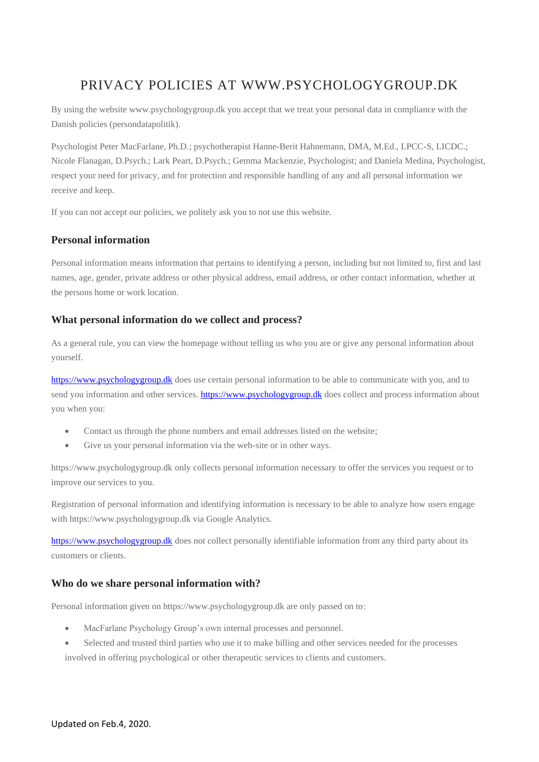# PRIVACY POLICIES AT WWW.PSYCHOLOGYGROUP.DK

By using the website www.psychologygroup.dk you accept that we treat your personal data in compliance with the Danish policies (persondatapolitik).

Psychologist Peter MacFarlane, Ph.D.; psychotherapist Hanne-Berit Hahnemann, DMA, M.Ed., LPCC-S, LICDC.; Nicole Flanagan, D.Psych.; Lark Peart, D.Psych.; Gemma Mackenzie, Psychologist; and Daniela Medina, Psychologist, respect your need for privacy, and for protection and responsible handling of any and all personal information we receive and keep.

If you can not accept our policies, we politely ask you to not use this website.

## Personal information

Personal information means information that pertains to identifying a person, including but not limited to, first and last names, age, gender, private address or other physical address, email address, or other contact information, whether at the persons home or work location.

## What personal information do we collect and process?

As a general rule, you can view the homepage without telling us who you are or give any personal information about yourself.

https://www.psychologygroup.dk does use certain personal information to be able to communicate with you, and to send you information and other services. https://www.psychologygroup.dk does collect and process information about you when you:

- Contact us through the phone numbers and email addresses listed on the website;
- Give us your personal information via the web-site or in other ways.

https://www.psychologygroup.dk only collects personal information necessary to offer the services you request or to improve our services to you.

Registration of personal information and identifying information is necessary to be able to analyze how users engage with https://www.psychologygroup.dk via Google Analytics.

https://www.psychologygroup.dk does not collect personally identifiable information from any third party about its customers or clients.

## Who do we share personal information with?

Personal information given on https://www.psychologygroup.dk are only passed on to:

- MacFarlane Psychology Group's own internal processes and personnel.
- Selected and trusted third parties who use it to make billing and other services needed for the processes involved in offering psychological or other therapeutic services to clients and customers.

Updated on Feb.4, 2020.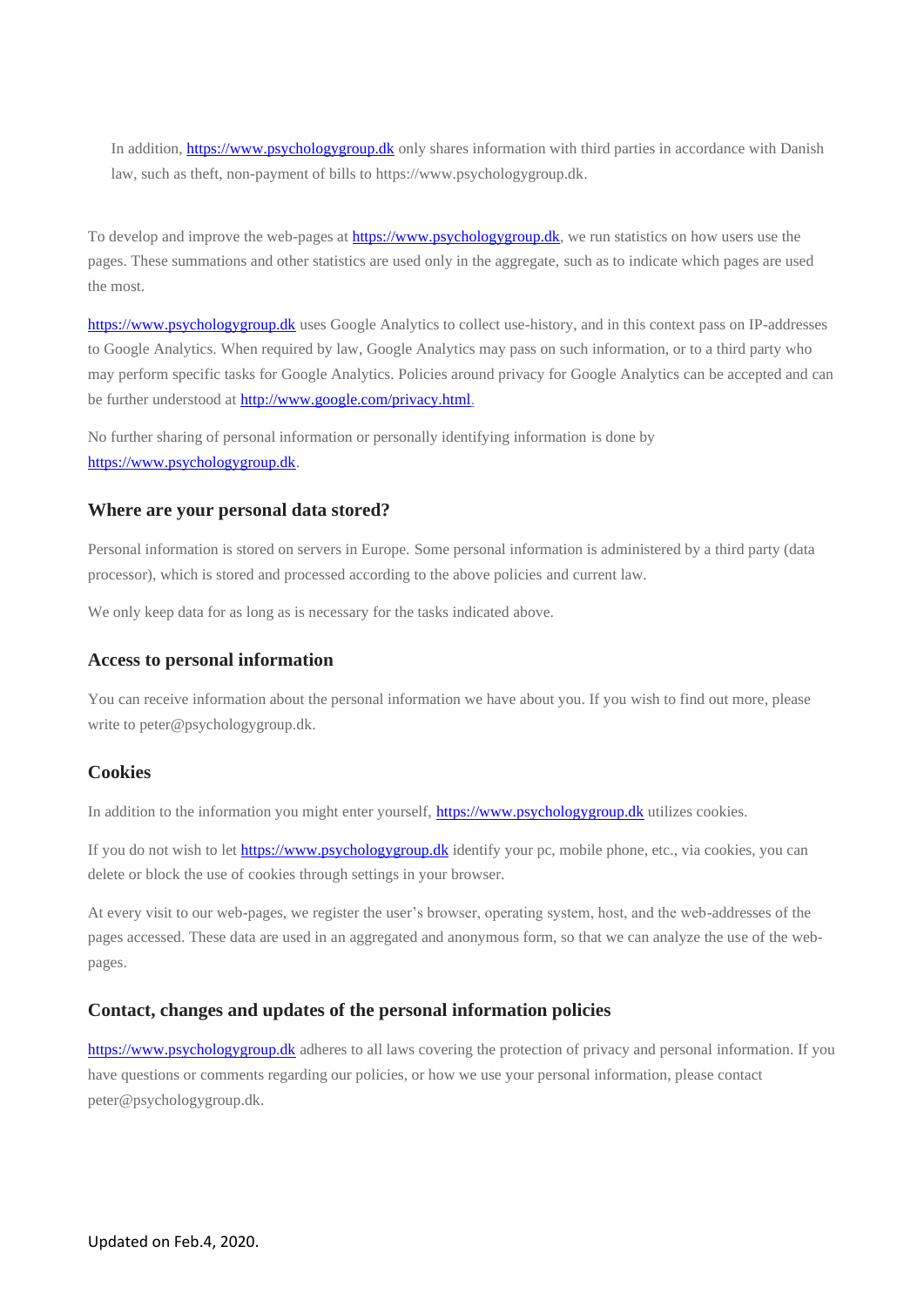In addition, https://www.psychologygroup.dk only shares information with third parties in accordance with Danish law, such as theft, non-payment of bills to https://www.psychologygroup.dk.

To develop and improve the web-pages at https://www.psychologygroup.dk, we run statistics on how users use the pages. These summations and other statistics are used only in the aggregate, such as to indicate which pages are used the most.

https://www.psychologygroup.dk uses Google Analytics to collect use-history, and in this context pass on IP-addresses to Google Analytics. When required by law, Google Analytics may pass on such information, or to a third party who may perform specific tasks for Google Analytics. Policies around privacy for Google Analytics can be accepted and can be further understood at http://www.google.com/privacy.html.

No further sharing of personal information or personally identifying information is done by https://www.psychologygroup.dk.

### Where are your personal data stored?

Personal information is stored on servers in Europe. Some personal information is administered by a third party (data processor), which is stored and processed according to the above policies and current law.

We only keep data for as long as is necessary for the tasks indicated above.

### Access to personal information

You can receive information about the personal information we have about you. If you wish to find out more, please write to peter@psychologygroup.dk.

### Cookies

In addition to the information you might enter yourself, https://www.psychologygroup.dk utilizes cookies.

If you do not wish to let https://www.psychologygroup.dk identify your pc, mobile phone, etc., via cookies, you can delete or block the use of cookies through settings in your browser.

At every visit to our web-pages, we register the user's browser, operating system, host, and the web-addresses of the pages accessed. These data are used in an aggregated and anonymous form, so that we can analyze the use of the web-pages.

### Contact, changes and updates of the personal information policies

https://www.psychologygroup.dk adheres to all laws covering the protection of privacy and personal information. If you have questions or comments regarding our policies, or how we use your personal information, please contact peter@psychologygroup.dk.

Updated on Feb.4, 2020.